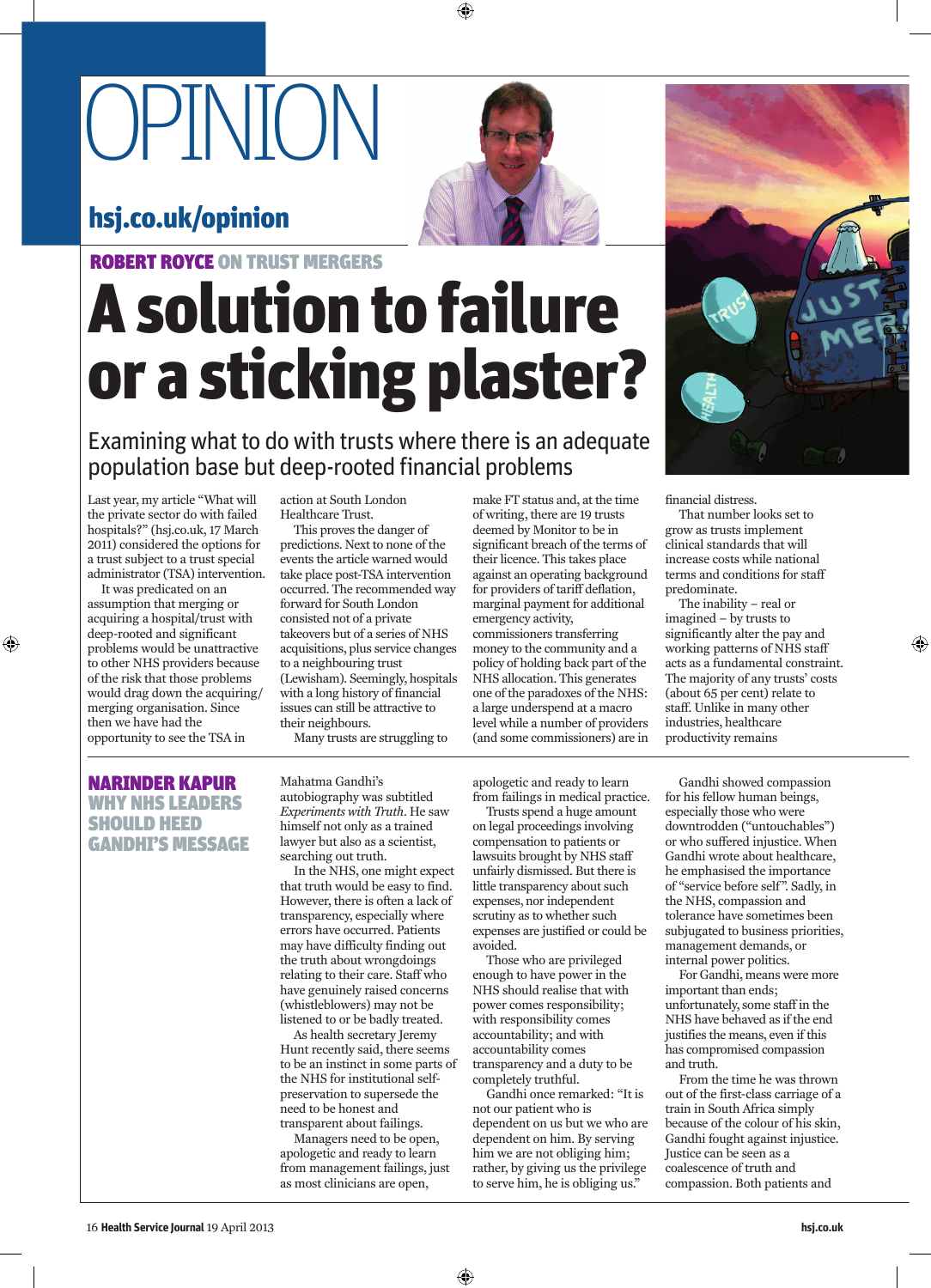# OPINION

**hsj.co.uk/opinion**

**ROBERT ROYCE ON TRUST MERGERS**

# A solution to failure or a sticking plaster?

## Examining what to do with trusts where there is an adequate population base but deep-rooted financial problems

Last year, my article "What will the private sector do with failed hospitals?" (hsj.co.uk, 17 March 2011) considered the options for a trust subject to a trust special administrator (TSA) intervention.

It was predicated on an assumption that merging or acquiring a hospital/trust with deep-rooted and significant problems would be unattractive to other NHS providers because of the risk that those problems would drag down the acquiring/merging organisation. Since then we have had the opportunity to see the TSA in action at South London Healthcare Trust.

This proves the danger of predictions. Next to none of the events the article warned would take place post-TSA intervention occurred. The recommended way forward for South London consisted not of a private takeovers but of a series of NHS acquisitions, plus service changes to a neighbouring trust (Lewisham). Seemingly, hospitals with a long history of financial issues can still be attractive to their neighbours.

Many trusts are struggling to make FT status and, at the time of writing, there are 19 trusts deemed by Monitor to be in significant breach of the terms of their licence. This takes place against an operating background for providers of tariff deflation, marginal payment for additional emergency activity, commissioners transferring money to the community and a policy of holding back part of the NHS allocation. This generates one of the paradoxes of the NHS: a large underspend at a macro level while a number of providers (and some commissioners) are in financial distress.

That number looks set to grow as trusts implement clinical standards that will increase costs while national terms and conditions for staff predominate.

The inability – real or imagined – by trusts to significantly alter the pay and working patterns of NHS staff acts as a fundamental constraint. The majority of any trusts' costs (about 65 per cent) relate to staff. Unlike in many other industries, healthcare productivity remains

---

**NARINDER KAPUR**
**WHY NHS LEADERS SHOULD HEED GANDHI'S MESSAGE**

Mahatma Gandhi's autobiography was subtitled *Experiments with Truth*. He saw himself not only as a trained lawyer but also as a scientist, searching out truth.

In the NHS, one might expect that truth would be easy to find. However, there is often a lack of transparency, especially where errors have occurred. Patients may have difficulty finding out the truth about wrongdoings relating to their care. Staff who have genuinely raised concerns (whistleblowers) may not be listened to or be badly treated.

As health secretary Jeremy Hunt recently said, there seems to be an instinct in some parts of the NHS for institutional self-preservation to supersede the need to be honest and transparent about failings.

Managers need to be open, apologetic and ready to learn from management failings, just as most clinicians are open, apologetic and ready to learn from failings in medical practice.

Trusts spend a huge amount on legal proceedings involving compensation to patients or lawsuits brought by NHS staff unfairly dismissed. But there is little transparency about such expenses, nor independent scrutiny as to whether such expenses are justified or could be avoided.

Those who are privileged enough to have power in the NHS should realise that with power comes responsibility; with responsibility comes accountability; and with accountability comes transparency and a duty to be completely truthful.

Gandhi once remarked: "It is not our patient who is dependent on him. By serving him we are not obliging him; rather, by giving us the privilege to serve him, he is obliging us."

Gandhi showed compassion for his fellow human beings, especially those who were downtrodden ("untouchables") or who suffered injustice. When Gandhi wrote about healthcare, he emphasised the importance of "service before self". Sadly, in the NHS, compassion and tolerance have sometimes been subjugated to business priorities, management demands, or internal power politics.

For Gandhi, means were more important than ends; unfortunately, some staff in the NHS have behaved as if the end justifies the means, even if this has compromised compassion and truth.

From the time he was thrown out of the first-class carriage of a train in South Africa simply because of the colour of his skin, Gandhi fought against injustice. Justice can be seen as a coalescence of truth and compassion. Both patients and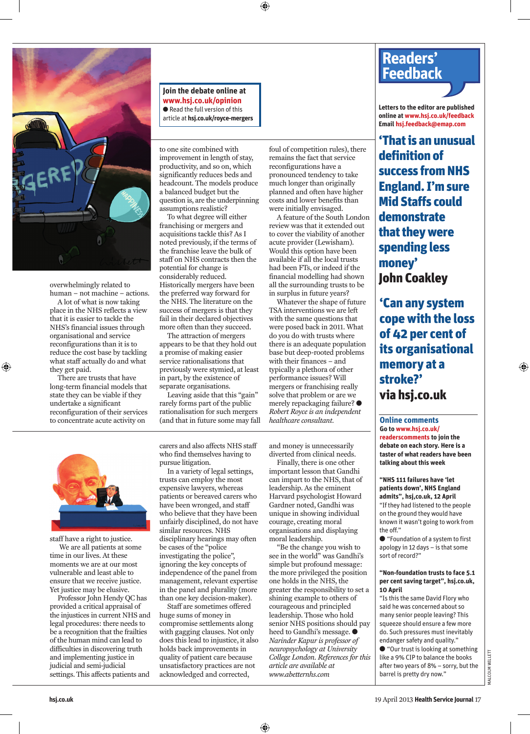**Join the debate online at**
**www.hsj.co.uk/opinion**
● Read the full version of this article at **hsj.co.uk/royce-mergers**

overwhelmingly related to human – not machine – actions.

A lot of what is now taking place in the NHS reflects a view that it is easier to tackle the NHS's financial issues through organisational and service reconfigurations than it is to reduce the cost base by tackling what staff actually do and what they get paid.

There are trusts that have long-term financial models that state they can be viable if they undertake a significant reconfiguration of their services to concentrate acute activity on to one site combined with improvement in length of stay, productivity, and so on, which significantly reduces beds and headcount. The models produce a balanced budget but the question is, are the underpinning assumptions realistic?

To what degree will either franchising or mergers and acquisitions tackle this? As I noted previously, if the terms of the franchise leave the bulk of the staff on NHS contracts then the potential for change is considerably reduced. Historically mergers have been the preferred way forward for the NHS. The literature on the success of mergers is that they fail in their declared objectives more often than they succeed.

The attraction of mergers appears to be that they hold out a promise of making easier service rationalisations that previously were stymied, at least in part, by the existence of separate organisations.

Leaving aside that this "gain" rarely forms part of the public rationalisation for such mergers (and that in future some may fall foul of competition rules), there remains the fact that service reconfigurations have a pronounced tendency to take much longer than originally planned and often have higher costs and lower benefits than were initially envisaged.

A feature of the South London review was that it extended out to cover the viability of another acute provider (Lewisham). Would this option have been available if all the local trusts had been FTs, or indeed if the financial modelling had shown all the surrounding trusts to be in surplus in future years?

Whatever the shape of future TSA interventions we are left with the same questions that were posed back in 2011. What do you do with trusts where there is an adequate population base but deep-rooted problems with their finances – and typically a plethora of other performance issues? Will mergers or franchising really solve that problem or are we merely repackaging failure? ●

*Robert Royce is an independent healthcare consultant.*

---

staff have a right to justice.

We are all patients at some time in our lives. At these moments we are at our most vulnerable and least able to ensure that we receive justice. Yet justice may be elusive.

Professor John Hendy QC has provided a critical appraisal of the injustices in current NHS and legal procedures: there needs to be a recognition that the frailties of the human mind can lead to difficulties in discovering truth and implementing justice in judicial and semi-judicial settings. This affects patients and carers and also affects NHS staff who find themselves having to pursue litigation.

In a variety of legal settings, trusts can employ the most expensive lawyers, whereas patients or bereaved carers who have been wronged, and staff who believe that they have been unfairly disciplined, do not have similar resources. NHS disciplinary hearings may often be cases of the "police investigating the police", ignoring the key concepts of independence of the panel from management, relevant expertise in the panel and plurality (more than one key decision-maker).

Staff are sometimes offered huge sums of money in compromise settlements along with gagging clauses. Not only does this lead to injustice, it also holds back improvements in quality of patient care because unsatisfactory practices are not acknowledged and corrected, and money is unnecessarily diverted from clinical needs.

Finally, there is one other important lesson that Gandhi can impart to the NHS, that of leadership. As the eminent Harvard psychologist Howard Gardner noted, Gandhi was unique in showing individual courage, creating moral organisations and displaying moral leadership.

"Be the change you wish to see in the world" was Gandhi's simple but profound message: the more privileged the position one holds in the NHS, the greater the responsibility to set a shining example to others of courageous and principled leadership. Those who hold senior NHS positions should pay heed to Gandhi's message. ●

*Narinder Kapur is professor of neuropsychology at University College London. References for this article are available at www.abetternhs.com*

---

# Readers' Feedback

**Letters to the editor are published online at www.hsj.co.uk/feedback**
**Email hsj.feedback@emap.com**

## 'That is an unusual definition of success from NHS England. I'm sure Mid Staffs could demonstrate that they were spending less money'

**John Coakley**

## 'Can any system cope with the loss of 42 per cent of its organisational memory at a stroke?'

**via hsj.co.uk**

### Online comments

**Go to www.hsj.co.uk/readerscomments to join the debate on each story. Here is a taster of what readers have been talking about this week**

**"NHS 111 failures have 'let patients down', NHS England admits", hsj.co.uk, 12 April**

"If they had listened to the people on the ground they would have known it wasn't going to work from the off."

● "Foundation of a system to first apology in 12 days – is that some sort of record?"

**"Non-foundation trusts to face 5.1 per cent saving target", hsj.co.uk, 10 April**

"Is this the same David Flory who said he was concerned about so many senior people leaving? This squeeze should ensure a few more do. Such pressures must inevitably endanger safety and quality."

● "Our trust is looking at something like a 9% CIP to balance the books after two years of 8% – sorry, but the barrel is pretty dry now."